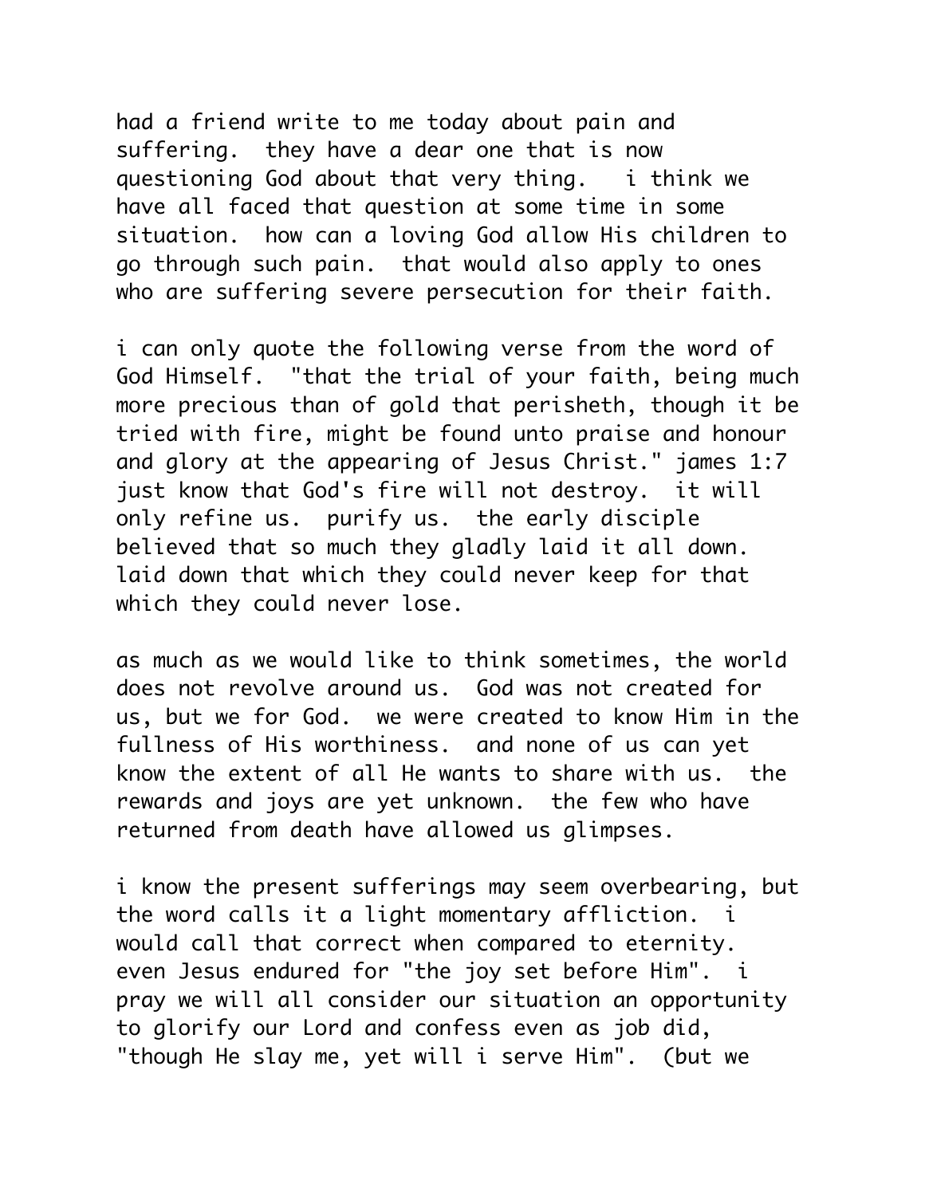had a friend write to me today about pain and suffering. they have a dear one that is now questioning God about that very thing. i think we have all faced that question at some time in some situation. how can a loving God allow His children to go through such pain. that would also apply to ones who are suffering severe persecution for their faith.

i can only quote the following verse from the word of God Himself. "that the trial of your faith, being much more precious than of gold that perisheth, though it be tried with fire, might be found unto praise and honour and glory at the appearing of Jesus Christ." james 1:7 just know that God's fire will not destroy. it will only refine us. purify us. the early disciple believed that so much they gladly laid it all down. laid down that which they could never keep for that which they could never lose.

as much as we would like to think sometimes, the world does not revolve around us. God was not created for us, but we for God. we were created to know Him in the fullness of His worthiness. and none of us can yet know the extent of all He wants to share with us. the rewards and joys are yet unknown. the few who have returned from death have allowed us glimpses.

i know the present sufferings may seem overbearing, but the word calls it a light momentary affliction. i would call that correct when compared to eternity. even Jesus endured for "the joy set before Him". i pray we will all consider our situation an opportunity to glorify our Lord and confess even as job did, "though He slay me, yet will i serve Him". (but we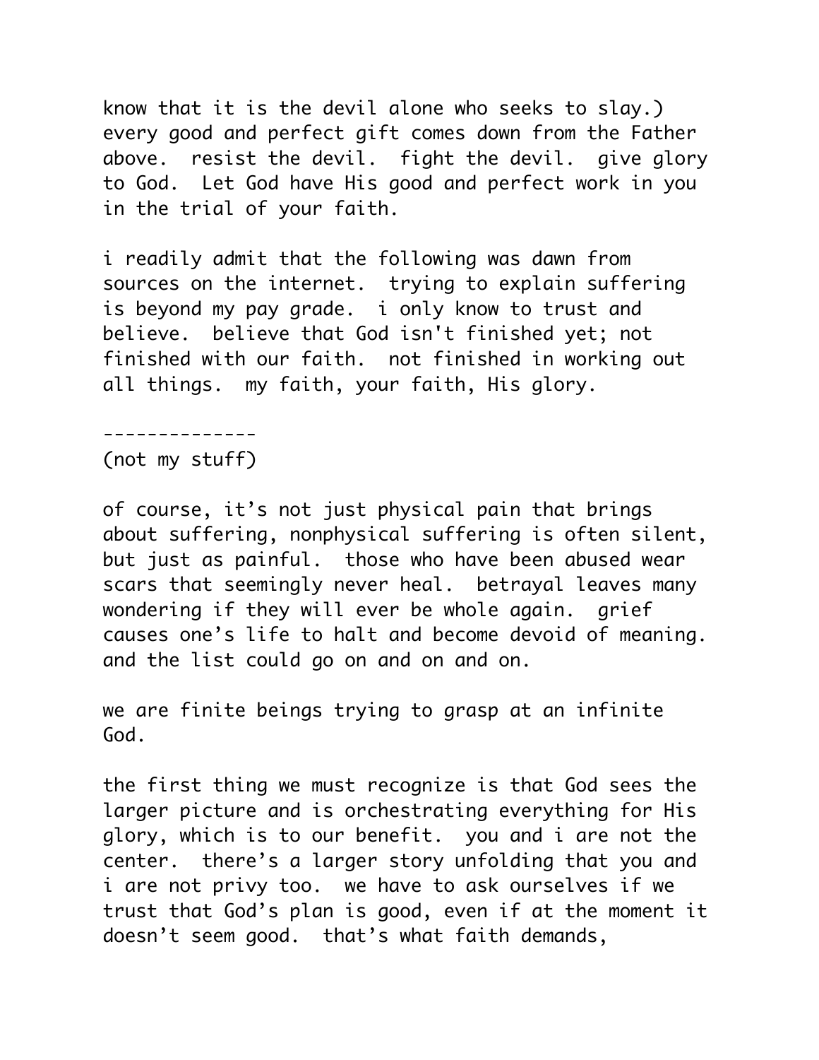know that it is the devil alone who seeks to slay.) every good and perfect gift comes down from the Father above. resist the devil. fight the devil. give glory to God. Let God have His good and perfect work in you in the trial of your faith.

i readily admit that the following was dawn from sources on the internet. trying to explain suffering is beyond my pay grade. i only know to trust and believe. believe that God isn't finished yet; not finished with our faith. not finished in working out all things. my faith, your faith, His glory.

--------------

(not my stuff)

of course, it's not just physical pain that brings about suffering, nonphysical suffering is often silent, but just as painful. those who have been abused wear scars that seemingly never heal. betrayal leaves many wondering if they will ever be whole again. grief causes one's life to halt and become devoid of meaning. and the list could go on and on and on.

we are finite beings trying to grasp at an infinite God.

the first thing we must recognize is that God sees the larger picture and is orchestrating everything for His glory, which is to our benefit. you and i are not the center. there's a larger story unfolding that you and i are not privy too. we have to ask ourselves if we trust that God's plan is good, even if at the moment it doesn't seem good. that's what faith demands,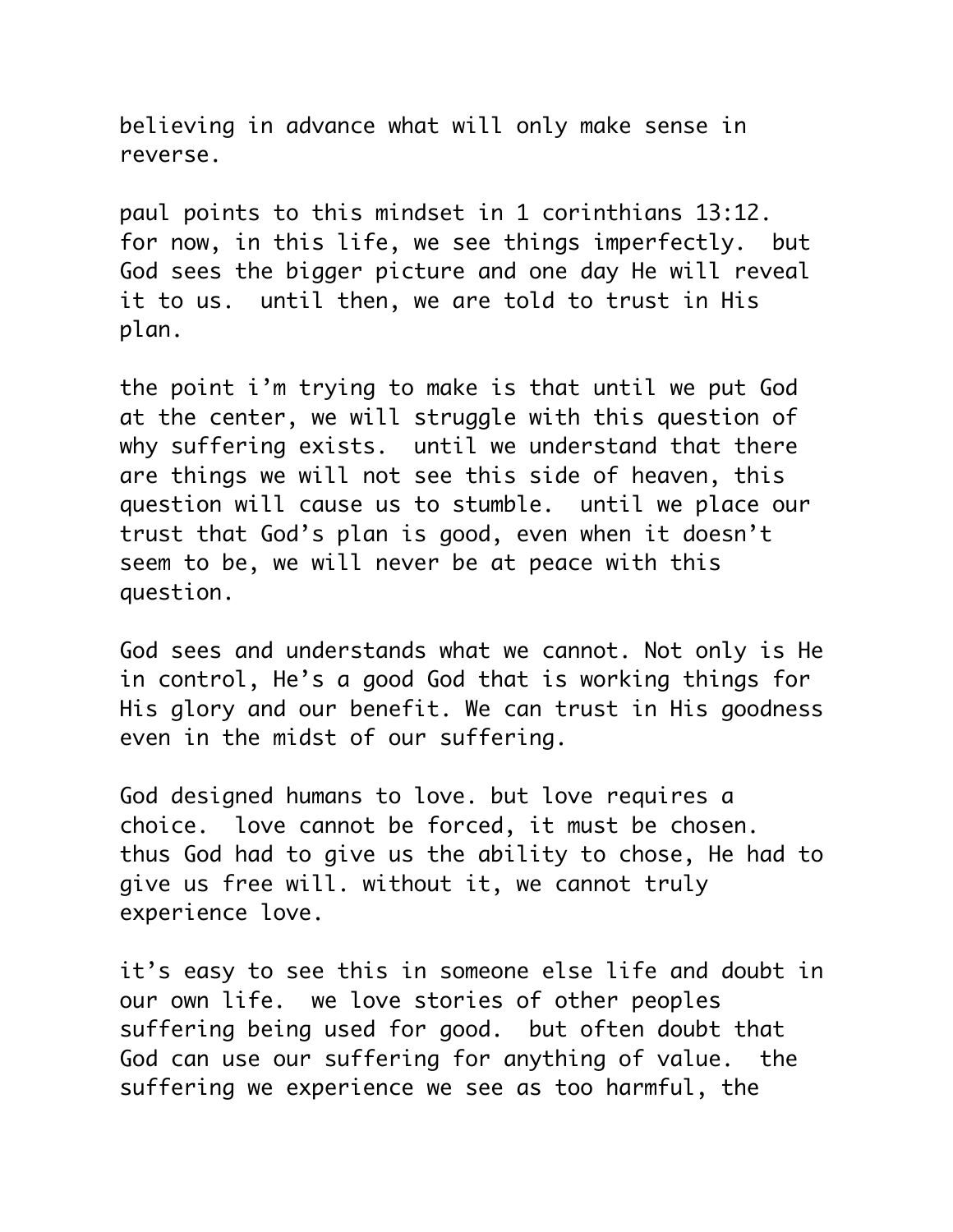believing in advance what will only make sense in reverse.

paul points to this mindset in 1 corinthians 13:12. for now, in this life, we see things imperfectly. but God sees the bigger picture and one day He will reveal it to us. until then, we are told to trust in His plan.

the point i'm trying to make is that until we put God at the center, we will struggle with this question of why suffering exists. until we understand that there are things we will not see this side of heaven, this question will cause us to stumble. until we place our trust that God's plan is good, even when it doesn't seem to be, we will never be at peace with this question.

God sees and understands what we cannot. Not only is He in control, He's a good God that is working things for His glory and our benefit. We can trust in His goodness even in the midst of our suffering.

God designed humans to love. but love requires a choice. love cannot be forced, it must be chosen. thus God had to give us the ability to chose, He had to give us free will. without it, we cannot truly experience love.

it's easy to see this in someone else life and doubt in our own life. we love stories of other peoples suffering being used for good. but often doubt that God can use our suffering for anything of value. the suffering we experience we see as too harmful, the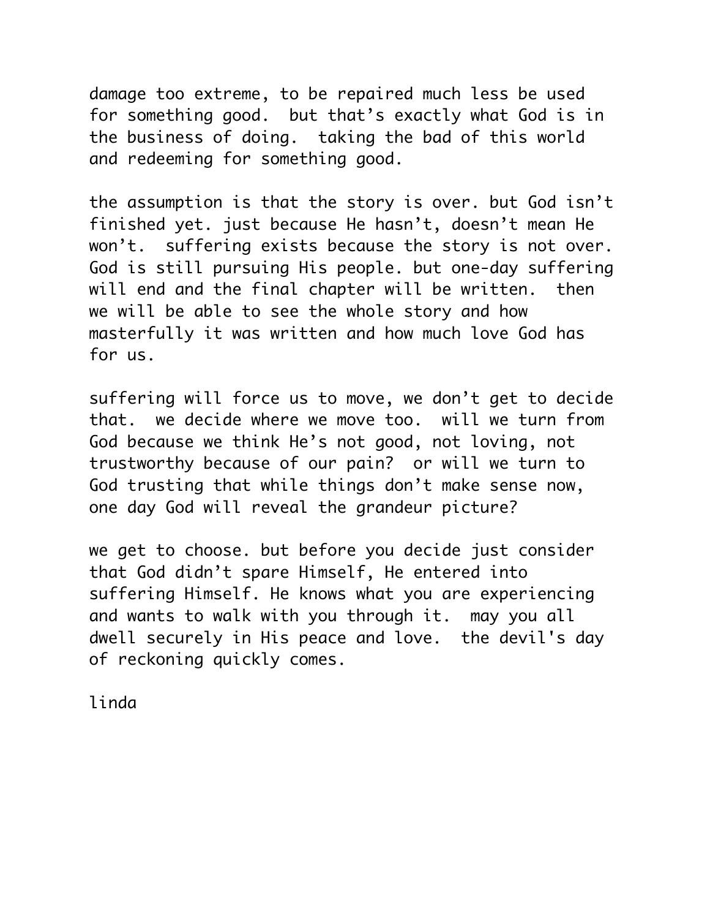damage too extreme, to be repaired much less be used for something good. but that's exactly what God is in the business of doing. taking the bad of this world and redeeming for something good.

the assumption is that the story is over. but God isn't finished yet. just because He hasn't, doesn't mean He won't. suffering exists because the story is not over. God is still pursuing His people. but one-day suffering will end and the final chapter will be written. then we will be able to see the whole story and how masterfully it was written and how much love God has for us.

suffering will force us to move, we don't get to decide that. we decide where we move too. will we turn from God because we think He's not good, not loving, not trustworthy because of our pain? or will we turn to God trusting that while things don't make sense now, one day God will reveal the grandeur picture?

we get to choose. but before you decide just consider that God didn't spare Himself, He entered into suffering Himself. He knows what you are experiencing and wants to walk with you through it. may you all dwell securely in His peace and love. the devil's day of reckoning quickly comes.

linda